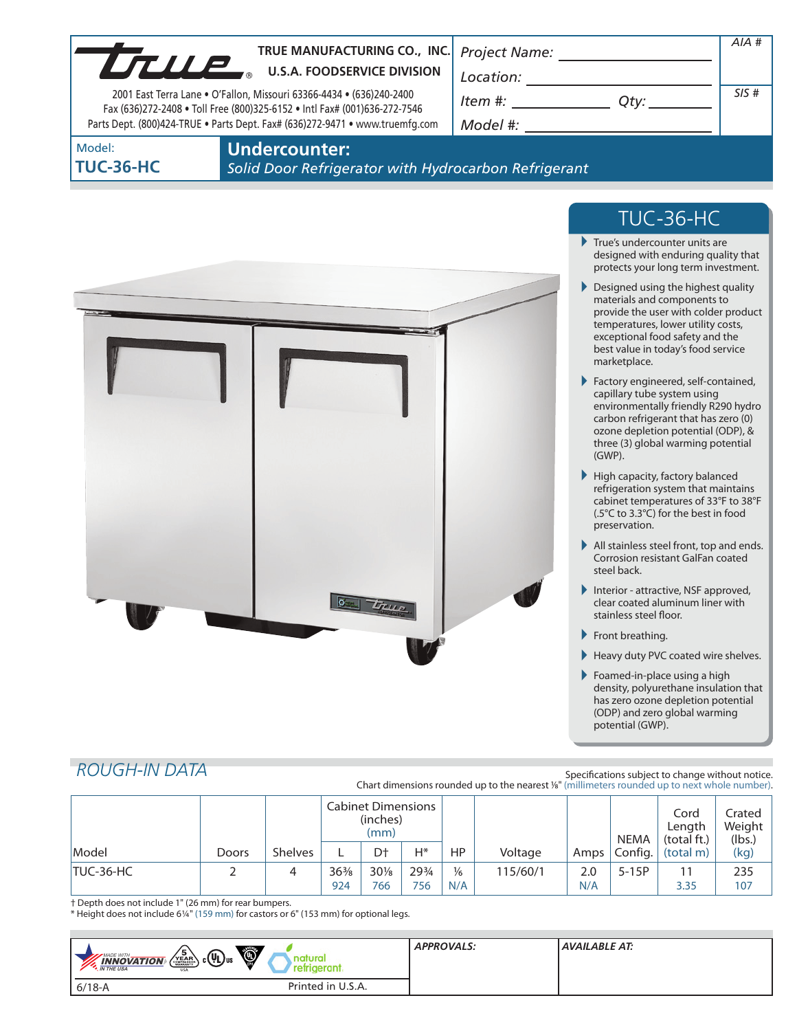**TRUE MANUFACTURING CO., INC.**
**U.S.A. FOODSERVICE DIVISION**

2001 East Terra Lane • O'Fallon, Missouri 63366-4434 • (636)240-2400
Fax (636)272-2408 • Toll Free (800)325-6152 • Intl Fax# (001)636-272-7546
Parts Dept. (800)424-TRUE • Parts Dept. Fax# (636)272-9471 • www.truemfg.com

*Project Name:* ____________________

*Location:* ____________________

*Item #:* ____________ *Qty:* ________

*Model #:* ____________________

*AIA #*

*SIS #*

Model:
**TUC-36-HC**

# Undercounter:

*Solid Door Refrigerator with Hydrocarbon Refrigerant*

## TUC-36-HC

- True's undercounter units are designed with enduring quality that protects your long term investment.
- Designed using the highest quality materials and components to provide the user with colder product temperatures, lower utility costs, exceptional food safety and the best value in today's food service marketplace.
- Factory engineered, self-contained, capillary tube system using environmentally friendly R290 hydro carbon refrigerant that has zero (0) ozone depletion potential (ODP), & three (3) global warming potential (GWP).
- High capacity, factory balanced refrigeration system that maintains cabinet temperatures of 33°F to 38°F (.5°C to 3.3°C) for the best in food preservation.
- All stainless steel front, top and ends. Corrosion resistant GalFan coated steel back.
- Interior - attractive, NSF approved, clear coated aluminum liner with stainless steel floor.
- Front breathing.
- Heavy duty PVC coated wire shelves.
- Foamed-in-place using a high density, polyurethane insulation that has zero ozone depletion potential (ODP) and zero global warming potential (GWP).

## *ROUGH-IN DATA*

Specifications subject to change without notice.
Chart dimensions rounded up to the nearest ⅛" (millimeters rounded up to next whole number).

| Model | Doors | Shelves | Cabinet Dimensions (inches) (mm) | | | HP | Voltage | Amps | NEMA Config. | Cord Length (total ft.) (total m) | Crated Weight (lbs.) (kg) |
|---|---|---|---|---|---|---|---|---|---|---|---|
| | | | L | D† | H* | | | | | | |
| TUC-36-HC | 2 | 4 | 36⅜<br>924 | 30⅛<br>766 | 29¾<br>756 | ⅙<br>N/A | 115/60/1 | 2.0<br>N/A | 5-15P | 11<br>3.35 | 235<br>107 |

† Depth does not include 1" (26 mm) for rear bumpers.
* Height does not include 6¼" (159 mm) for castors or 6" (153 mm) for optional legs.

| MADE WITH INNOVATION IN THE USA · 5 YEAR COMPRESSOR WARRANTY · cULus · natural refrigerant | *APPROVALS:* | *AVAILABLE AT:* |
|---|---|---|
| 6/18-A &nbsp;&nbsp;&nbsp; Printed in U.S.A. | | |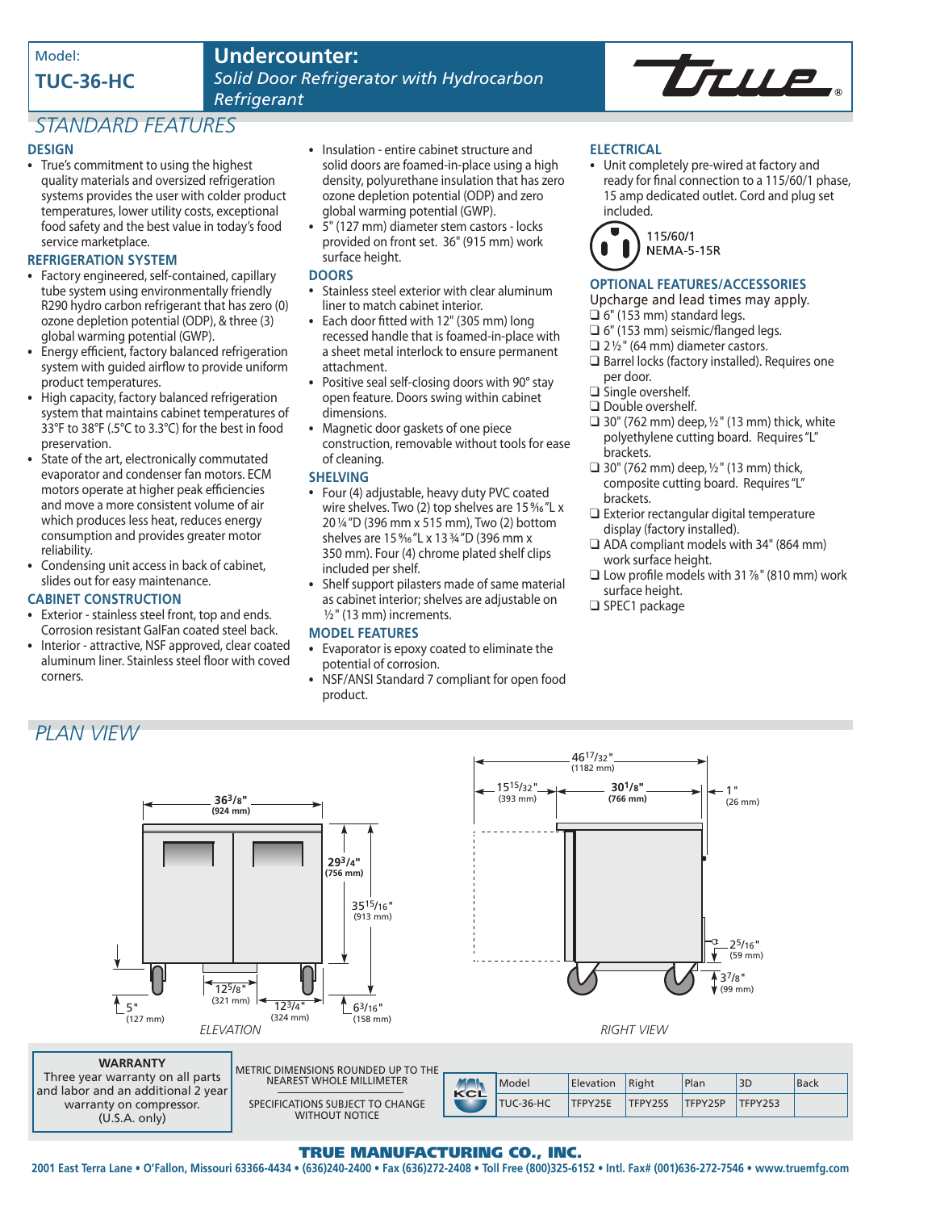Model:
**TUC-36-HC**

# Undercounter:
*Solid Door Refrigerator with Hydrocarbon Refrigerant*

## *STANDARD FEATURES*

### DESIGN
- True's commitment to using the highest quality materials and oversized refrigeration systems provides the user with colder product temperatures, lower utility costs, exceptional food safety and the best value in today's food service marketplace.

### REFRIGERATION SYSTEM
- Factory engineered, self-contained, capillary tube system using environmentally friendly R290 hydro carbon refrigerant that has zero (0) ozone depletion potential (ODP), & three (3) global warming potential (GWP).
- Energy efficient, factory balanced refrigeration system with guided airflow to provide uniform product temperatures.
- High capacity, factory balanced refrigeration system that maintains cabinet temperatures of 33°F to 38°F (.5°C to 3.3°C) for the best in food preservation.
- State of the art, electronically commutated evaporator and condenser fan motors. ECM motors operate at higher peak efficiencies and move a more consistent volume of air which produces less heat, reduces energy consumption and provides greater motor reliability.
- Condensing unit access in back of cabinet, slides out for easy maintenance.

### CABINET CONSTRUCTION
- Exterior - stainless steel front, top and ends. Corrosion resistant GalFan coated steel back.
- Interior - attractive, NSF approved, clear coated aluminum liner. Stainless steel floor with coved corners.
- Insulation - entire cabinet structure and solid doors are foamed-in-place using a high density, polyurethane insulation that has zero ozone depletion potential (ODP) and zero global warming potential (GWP).
- 5" (127 mm) diameter stem castors - locks provided on front set. 36" (915 mm) work surface height.

### DOORS
- Stainless steel exterior with clear aluminum liner to match cabinet interior.
- Each door fitted with 12" (305 mm) long recessed handle that is foamed-in-place with a sheet metal interlock to ensure permanent attachment.
- Positive seal self-closing doors with 90° stay open feature. Doors swing within cabinet dimensions.
- Magnetic door gaskets of one piece construction, removable without tools for ease of cleaning.

### SHELVING
- Four (4) adjustable, heavy duty PVC coated wire shelves. Two (2) top shelves are 15 9⁄16"L x 20 1⁄4"D (396 mm x 515 mm), Two (2) bottom shelves are 15 9⁄16"L x 13 3⁄4"D (396 mm x 350 mm). Four (4) chrome plated shelf clips included per shelf.
- Shelf support pilasters made of same material as cabinet interior; shelves are adjustable on 1⁄2" (13 mm) increments.

### MODEL FEATURES
- Evaporator is epoxy coated to eliminate the potential of corrosion.
- NSF/ANSI Standard 7 compliant for open food product.

### ELECTRICAL
- Unit completely pre-wired at factory and ready for final connection to a 115/60/1 phase, 15 amp dedicated outlet. Cord and plug set included.

115/60/1
NEMA-5-15R

### OPTIONAL FEATURES/ACCESSORIES
Upcharge and lead times may apply.

- ❑ 6" (153 mm) standard legs.
- ❑ 6" (153 mm) seismic/flanged legs.
- ❑ 2 1⁄2" (64 mm) diameter castors.
- ❑ Barrel locks (factory installed). Requires one per door.
- ❑ Single overshelf.
- ❑ Double overshelf.
- ❑ 30" (762 mm) deep, 1⁄2" (13 mm) thick, white polyethylene cutting board. Requires "L" brackets.
- ❑ 30" (762 mm) deep, 1⁄2" (13 mm) thick, composite cutting board. Requires "L" brackets.
- ❑ Exterior rectangular digital temperature display (factory installed).
- ❑ ADA compliant models with 34" (864 mm) work surface height.
- ❑ Low profile models with 31 7⁄8" (810 mm) work surface height.
- ❑ SPEC1 package

## *PLAN VIEW*

36 3/8" (924 mm)
29 3/4" (756 mm)
35 15/16" (913 mm)
12 5/8" (321 mm)
12 3/4" (324 mm)
5" (127 mm)
6 3/16" (158 mm)

ELEVATION

46 17/32" (1182 mm)
15 15/32" (393 mm)
30 1/8" (766 mm)
1" (26 mm)
2 5/16" (59 mm)
3 7/8" (99 mm)

RIGHT VIEW

**WARRANTY**
Three year warranty on all parts and labor and an additional 2 year warranty on compressor.
(U.S.A. only)

METRIC DIMENSIONS ROUNDED UP TO THE NEAREST WHOLE MILLIMETER

SPECIFICATIONS SUBJECT TO CHANGE WITHOUT NOTICE

| Model | Elevation | Right | Plan | 3D | Back |
|---|---|---|---|---|---|
| TUC-36-HC | TFPY25E | TFPY25S | TFPY25P | TFPY253 | |

**TRUE MANUFACTURING CO., INC.**

2001 East Terra Lane • O'Fallon, Missouri 63366-4434 • (636)240-2400 • Fax (636)272-2408 • Toll Free (800)325-6152 • Intl. Fax# (001)636-272-7546 • www.truemfg.com